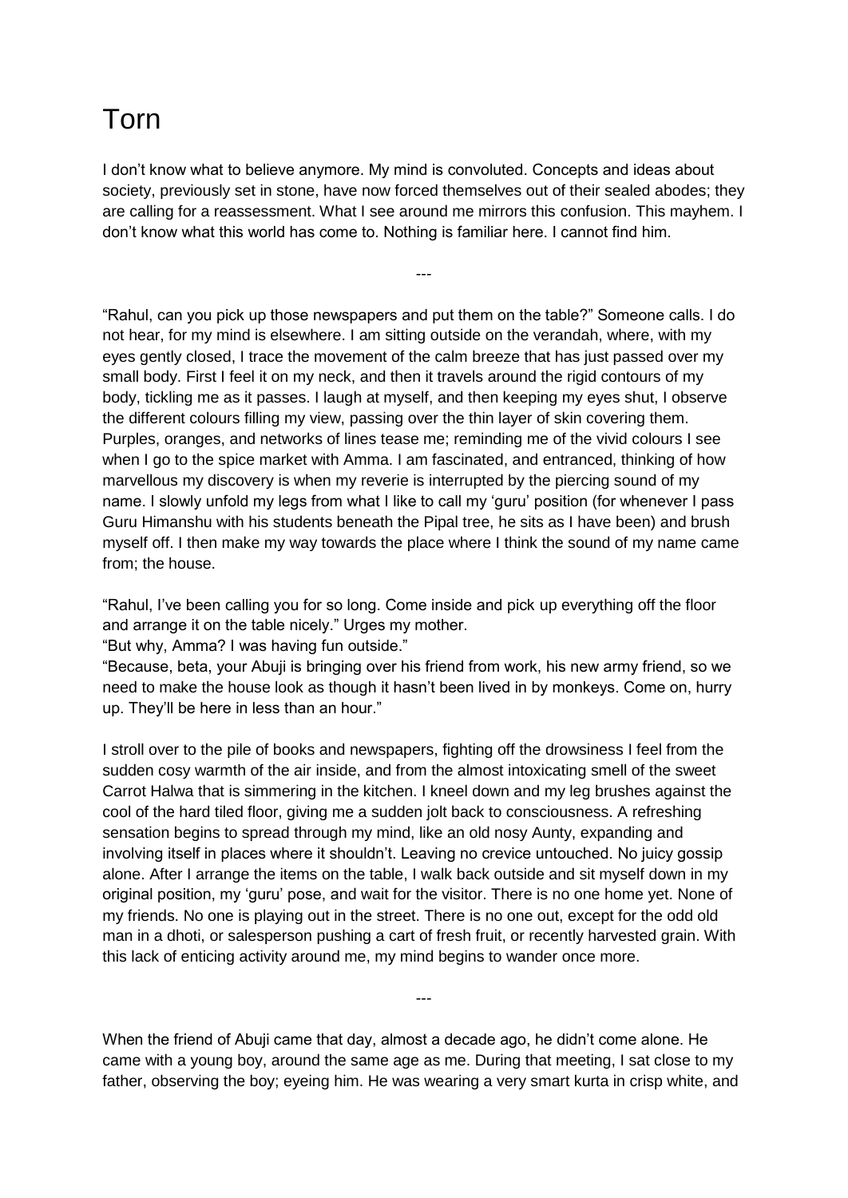# Torn

I don't know what to believe anymore. My mind is convoluted. Concepts and ideas about society, previously set in stone, have now forced themselves out of their sealed abodes; they are calling for a reassessment. What I see around me mirrors this confusion. This mayhem. I don't know what this world has come to. Nothing is familiar here. I cannot find him.

---

"Rahul, can you pick up those newspapers and put them on the table?" Someone calls. I do not hear, for my mind is elsewhere. I am sitting outside on the verandah, where, with my eyes gently closed, I trace the movement of the calm breeze that has just passed over my small body. First I feel it on my neck, and then it travels around the rigid contours of my body, tickling me as it passes. I laugh at myself, and then keeping my eyes shut, I observe the different colours filling my view, passing over the thin layer of skin covering them. Purples, oranges, and networks of lines tease me; reminding me of the vivid colours I see when I go to the spice market with Amma. I am fascinated, and entranced, thinking of how marvellous my discovery is when my reverie is interrupted by the piercing sound of my name. I slowly unfold my legs from what I like to call my 'guru' position (for whenever I pass Guru Himanshu with his students beneath the Pipal tree, he sits as I have been) and brush myself off. I then make my way towards the place where I think the sound of my name came from; the house.

"Rahul, I've been calling you for so long. Come inside and pick up everything off the floor and arrange it on the table nicely." Urges my mother.
"But why, Amma? I was having fun outside."
"Because, beta, your Abuji is bringing over his friend from work, his new army friend, so we need to make the house look as though it hasn't been lived in by monkeys. Come on, hurry up. They'll be here in less than an hour."

I stroll over to the pile of books and newspapers, fighting off the drowsiness I feel from the sudden cosy warmth of the air inside, and from the almost intoxicating smell of the sweet Carrot Halwa that is simmering in the kitchen. I kneel down and my leg brushes against the cool of the hard tiled floor, giving me a sudden jolt back to consciousness. A refreshing sensation begins to spread through my mind, like an old nosy Aunty, expanding and involving itself in places where it shouldn't. Leaving no crevice untouched. No juicy gossip alone. After I arrange the items on the table, I walk back outside and sit myself down in my original position, my 'guru' pose, and wait for the visitor. There is no one home yet. None of my friends. No one is playing out in the street. There is no one out, except for the odd old man in a dhoti, or salesperson pushing a cart of fresh fruit, or recently harvested grain. With this lack of enticing activity around me, my mind begins to wander once more.

---

When the friend of Abuji came that day, almost a decade ago, he didn't come alone. He came with a young boy, around the same age as me. During that meeting, I sat close to my father, observing the boy; eyeing him. He was wearing a very smart kurta in crisp white, and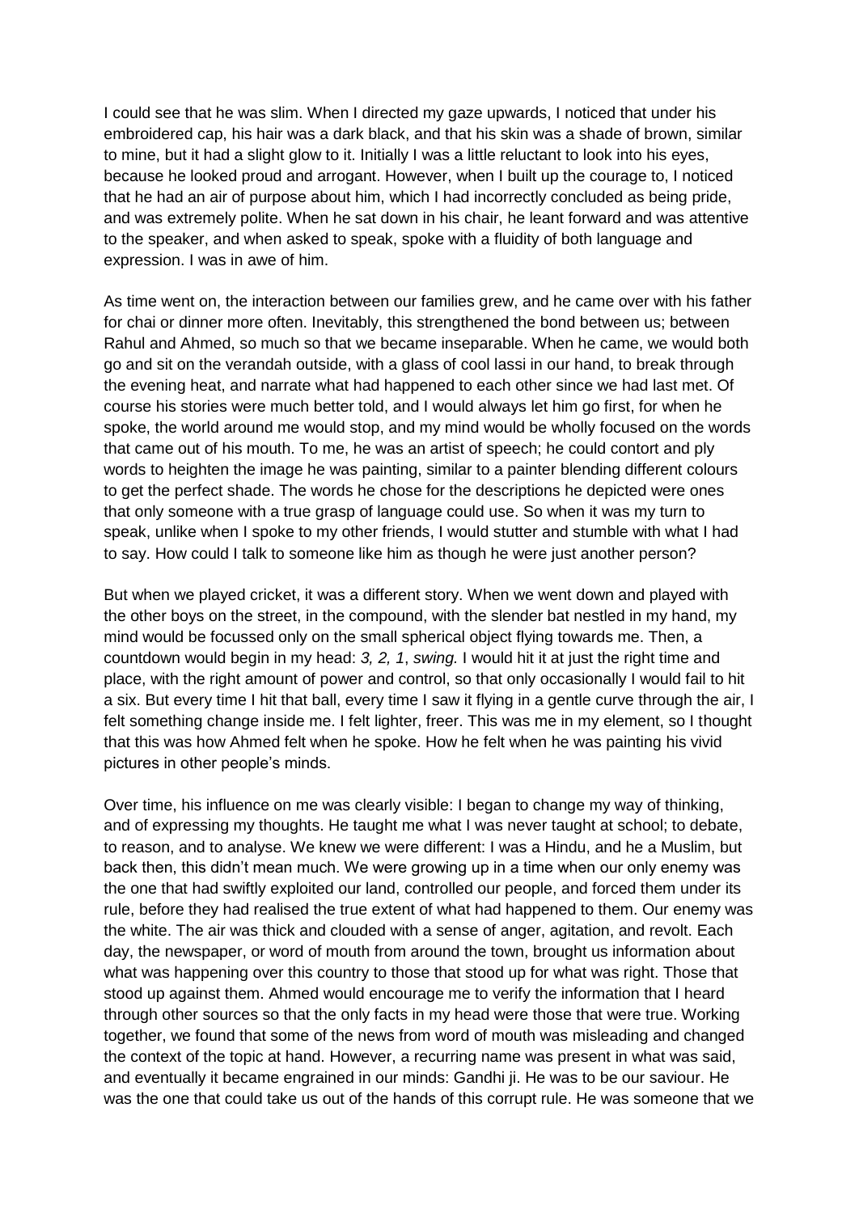I could see that he was slim. When I directed my gaze upwards, I noticed that under his embroidered cap, his hair was a dark black, and that his skin was a shade of brown, similar to mine, but it had a slight glow to it. Initially I was a little reluctant to look into his eyes, because he looked proud and arrogant. However, when I built up the courage to, I noticed that he had an air of purpose about him, which I had incorrectly concluded as being pride, and was extremely polite. When he sat down in his chair, he leant forward and was attentive to the speaker, and when asked to speak, spoke with a fluidity of both language and expression. I was in awe of him.

As time went on, the interaction between our families grew, and he came over with his father for chai or dinner more often. Inevitably, this strengthened the bond between us; between Rahul and Ahmed, so much so that we became inseparable. When he came, we would both go and sit on the verandah outside, with a glass of cool lassi in our hand, to break through the evening heat, and narrate what had happened to each other since we had last met. Of course his stories were much better told, and I would always let him go first, for when he spoke, the world around me would stop, and my mind would be wholly focused on the words that came out of his mouth. To me, he was an artist of speech; he could contort and ply words to heighten the image he was painting, similar to a painter blending different colours to get the perfect shade. The words he chose for the descriptions he depicted were ones that only someone with a true grasp of language could use. So when it was my turn to speak, unlike when I spoke to my other friends, I would stutter and stumble with what I had to say. How could I talk to someone like him as though he were just another person?

But when we played cricket, it was a different story. When we went down and played with the other boys on the street, in the compound, with the slender bat nestled in my hand, my mind would be focussed only on the small spherical object flying towards me. Then, a countdown would begin in my head: *3, 2, 1, swing.* I would hit it at just the right time and place, with the right amount of power and control, so that only occasionally I would fail to hit a six. But every time I hit that ball, every time I saw it flying in a gentle curve through the air, I felt something change inside me. I felt lighter, freer. This was me in my element, so I thought that this was how Ahmed felt when he spoke. How he felt when he was painting his vivid pictures in other people's minds.

Over time, his influence on me was clearly visible: I began to change my way of thinking, and of expressing my thoughts. He taught me what I was never taught at school; to debate, to reason, and to analyse. We knew we were different: I was a Hindu, and he a Muslim, but back then, this didn't mean much. We were growing up in a time when our only enemy was the one that had swiftly exploited our land, controlled our people, and forced them under its rule, before they had realised the true extent of what had happened to them. Our enemy was the white. The air was thick and clouded with a sense of anger, agitation, and revolt. Each day, the newspaper, or word of mouth from around the town, brought us information about what was happening over this country to those that stood up for what was right. Those that stood up against them. Ahmed would encourage me to verify the information that I heard through other sources so that the only facts in my head were those that were true. Working together, we found that some of the news from word of mouth was misleading and changed the context of the topic at hand. However, a recurring name was present in what was said, and eventually it became engrained in our minds: Gandhi ji. He was to be our saviour. He was the one that could take us out of the hands of this corrupt rule. He was someone that we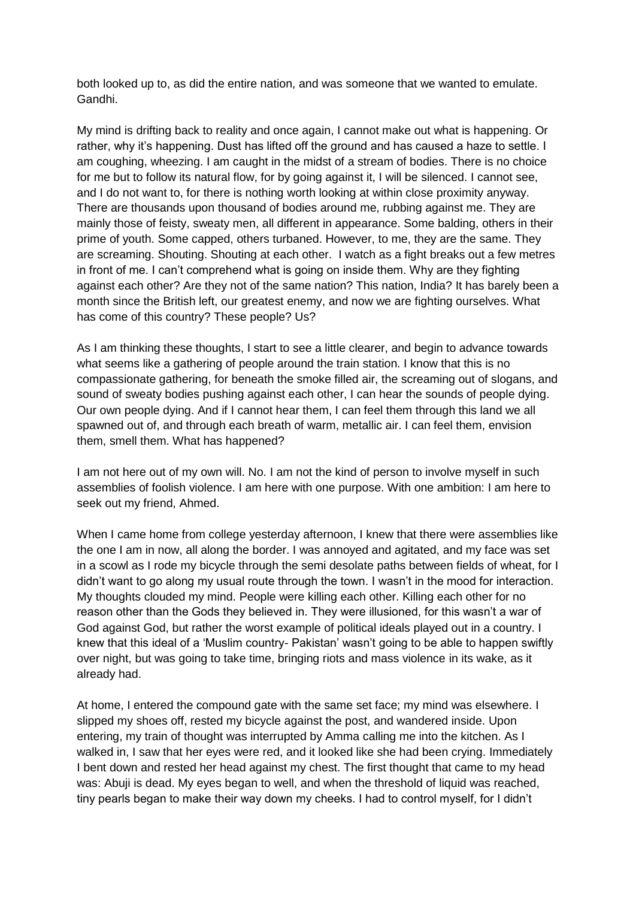both looked up to, as did the entire nation, and was someone that we wanted to emulate. Gandhi.

My mind is drifting back to reality and once again, I cannot make out what is happening. Or rather, why it's happening. Dust has lifted off the ground and has caused a haze to settle. I am coughing, wheezing. I am caught in the midst of a stream of bodies. There is no choice for me but to follow its natural flow, for by going against it, I will be silenced. I cannot see, and I do not want to, for there is nothing worth looking at within close proximity anyway. There are thousands upon thousand of bodies around me, rubbing against me. They are mainly those of feisty, sweaty men, all different in appearance. Some balding, others in their prime of youth. Some capped, others turbaned. However, to me, they are the same. They are screaming. Shouting. Shouting at each other. I watch as a fight breaks out a few metres in front of me. I can't comprehend what is going on inside them. Why are they fighting against each other? Are they not of the same nation? This nation, India? It has barely been a month since the British left, our greatest enemy, and now we are fighting ourselves. What has come of this country? These people? Us?

As I am thinking these thoughts, I start to see a little clearer, and begin to advance towards what seems like a gathering of people around the train station. I know that this is no compassionate gathering, for beneath the smoke filled air, the screaming out of slogans, and sound of sweaty bodies pushing against each other, I can hear the sounds of people dying. Our own people dying. And if I cannot hear them, I can feel them through this land we all spawned out of, and through each breath of warm, metallic air. I can feel them, envision them, smell them. What has happened?

I am not here out of my own will. No. I am not the kind of person to involve myself in such assemblies of foolish violence. I am here with one purpose. With one ambition: I am here to seek out my friend, Ahmed.

When I came home from college yesterday afternoon, I knew that there were assemblies like the one I am in now, all along the border. I was annoyed and agitated, and my face was set in a scowl as I rode my bicycle through the semi desolate paths between fields of wheat, for I didn't want to go along my usual route through the town. I wasn't in the mood for interaction. My thoughts clouded my mind. People were killing each other. Killing each other for no reason other than the Gods they believed in. They were illusioned, for this wasn't a war of God against God, but rather the worst example of political ideals played out in a country. I knew that this ideal of a 'Muslim country- Pakistan' wasn't going to be able to happen swiftly over night, but was going to take time, bringing riots and mass violence in its wake, as it already had.

At home, I entered the compound gate with the same set face; my mind was elsewhere. I slipped my shoes off, rested my bicycle against the post, and wandered inside. Upon entering, my train of thought was interrupted by Amma calling me into the kitchen. As I walked in, I saw that her eyes were red, and it looked like she had been crying. Immediately I bent down and rested her head against my chest. The first thought that came to my head was: Abuji is dead. My eyes began to well, and when the threshold of liquid was reached, tiny pearls began to make their way down my cheeks. I had to control myself, for I didn't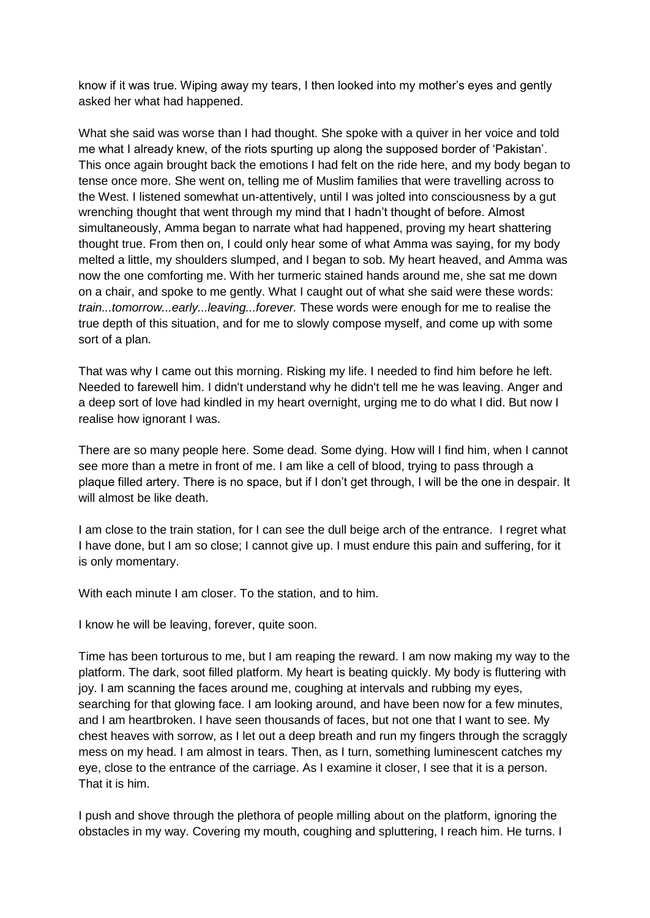know if it was true. Wiping away my tears, I then looked into my mother's eyes and gently asked her what had happened.

What she said was worse than I had thought. She spoke with a quiver in her voice and told me what I already knew, of the riots spurting up along the supposed border of 'Pakistan'. This once again brought back the emotions I had felt on the ride here, and my body began to tense once more. She went on, telling me of Muslim families that were travelling across to the West. I listened somewhat un-attentively, until I was jolted into consciousness by a gut wrenching thought that went through my mind that I hadn't thought of before. Almost simultaneously, Amma began to narrate what had happened, proving my heart shattering thought true. From then on, I could only hear some of what Amma was saying, for my body melted a little, my shoulders slumped, and I began to sob. My heart heaved, and Amma was now the one comforting me. With her turmeric stained hands around me, she sat me down on a chair, and spoke to me gently. What I caught out of what she said were these words: *train...tomorrow...early...leaving...forever.* These words were enough for me to realise the true depth of this situation, and for me to slowly compose myself, and come up with some sort of a plan.

That was why I came out this morning. Risking my life. I needed to find him before he left. Needed to farewell him. I didn't understand why he didn't tell me he was leaving. Anger and a deep sort of love had kindled in my heart overnight, urging me to do what I did. But now I realise how ignorant I was.

There are so many people here. Some dead. Some dying. How will I find him, when I cannot see more than a metre in front of me. I am like a cell of blood, trying to pass through a plaque filled artery. There is no space, but if I don't get through, I will be the one in despair. It will almost be like death.

I am close to the train station, for I can see the dull beige arch of the entrance. I regret what I have done, but I am so close; I cannot give up. I must endure this pain and suffering, for it is only momentary.

With each minute I am closer. To the station, and to him.

I know he will be leaving, forever, quite soon.

Time has been torturous to me, but I am reaping the reward. I am now making my way to the platform. The dark, soot filled platform. My heart is beating quickly. My body is fluttering with joy. I am scanning the faces around me, coughing at intervals and rubbing my eyes, searching for that glowing face. I am looking around, and have been now for a few minutes, and I am heartbroken. I have seen thousands of faces, but not one that I want to see. My chest heaves with sorrow, as I let out a deep breath and run my fingers through the scraggly mess on my head. I am almost in tears. Then, as I turn, something luminescent catches my eye, close to the entrance of the carriage. As I examine it closer, I see that it is a person. That it is him.

I push and shove through the plethora of people milling about on the platform, ignoring the obstacles in my way. Covering my mouth, coughing and spluttering, I reach him. He turns. I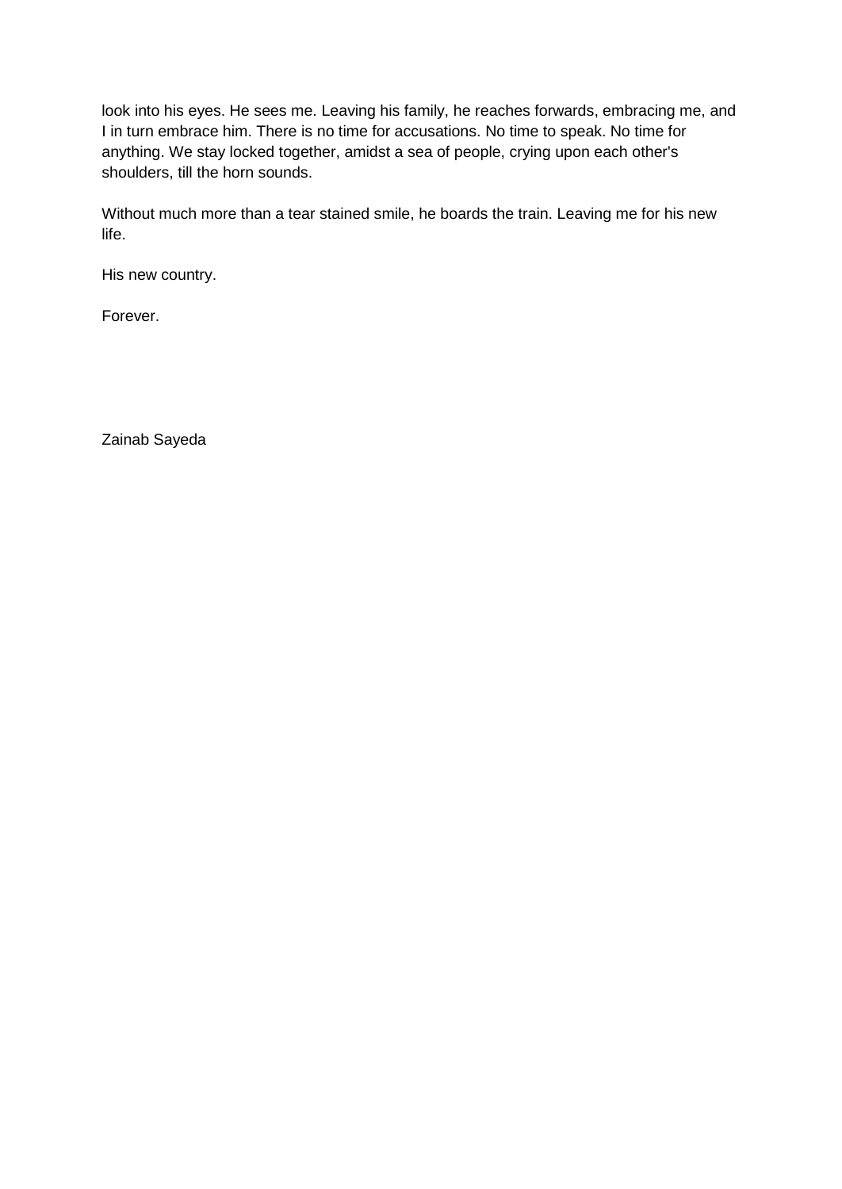look into his eyes. He sees me. Leaving his family, he reaches forwards, embracing me, and I in turn embrace him. There is no time for accusations. No time to speak. No time for anything. We stay locked together, amidst a sea of people, crying upon each other's shoulders, till the horn sounds.

Without much more than a tear stained smile, he boards the train. Leaving me for his new life.

His new country.

Forever.

Zainab Sayeda